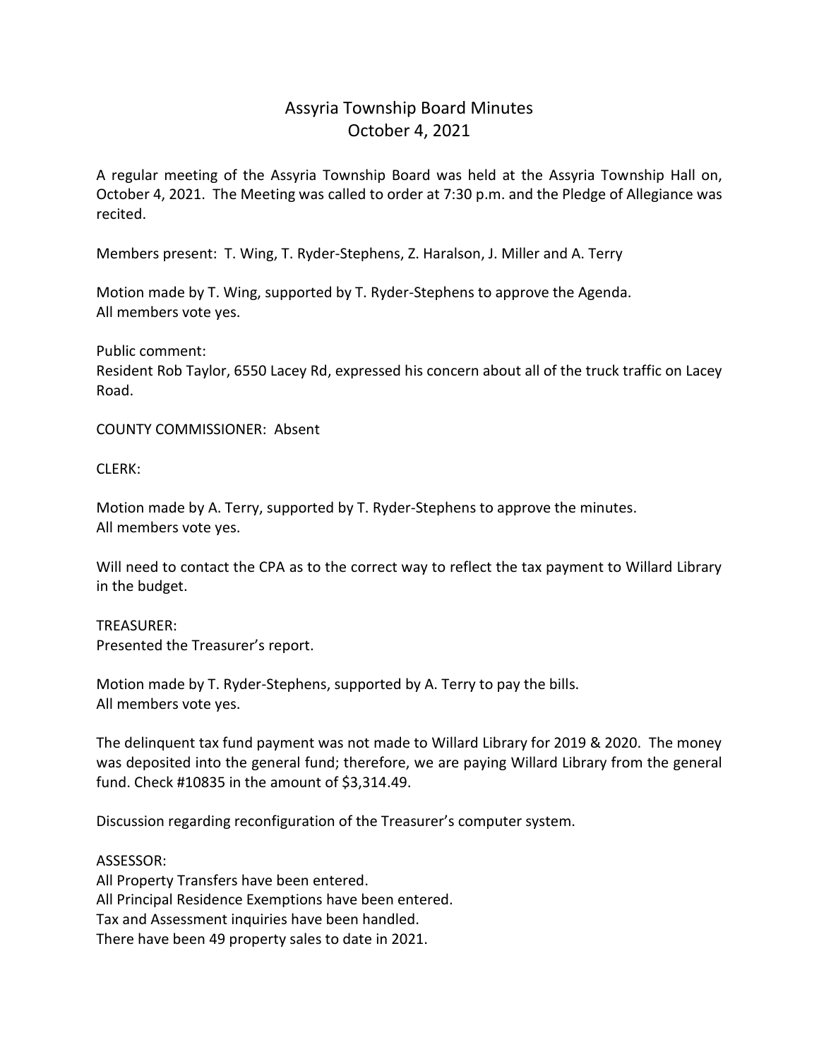# Assyria Township Board Minutes
## October 4, 2021

A regular meeting of the Assyria Township Board was held at the Assyria Township Hall on, October 4, 2021. The Meeting was called to order at 7:30 p.m. and the Pledge of Allegiance was recited.

Members present: T. Wing, T. Ryder-Stephens, Z. Haralson, J. Miller and A. Terry

Motion made by T. Wing, supported by T. Ryder-Stephens to approve the Agenda.
All members vote yes.

Public comment:
Resident Rob Taylor, 6550 Lacey Rd, expressed his concern about all of the truck traffic on Lacey Road.

COUNTY COMMISSIONER: Absent

CLERK:

Motion made by A. Terry, supported by T. Ryder-Stephens to approve the minutes.
All members vote yes.

Will need to contact the CPA as to the correct way to reflect the tax payment to Willard Library in the budget.

TREASURER:
Presented the Treasurer's report.

Motion made by T. Ryder-Stephens, supported by A. Terry to pay the bills.
All members vote yes.

The delinquent tax fund payment was not made to Willard Library for 2019 & 2020. The money was deposited into the general fund; therefore, we are paying Willard Library from the general fund. Check #10835 in the amount of $3,314.49.

Discussion regarding reconfiguration of the Treasurer's computer system.

ASSESSOR:
All Property Transfers have been entered.
All Principal Residence Exemptions have been entered.
Tax and Assessment inquiries have been handled.
There have been 49 property sales to date in 2021.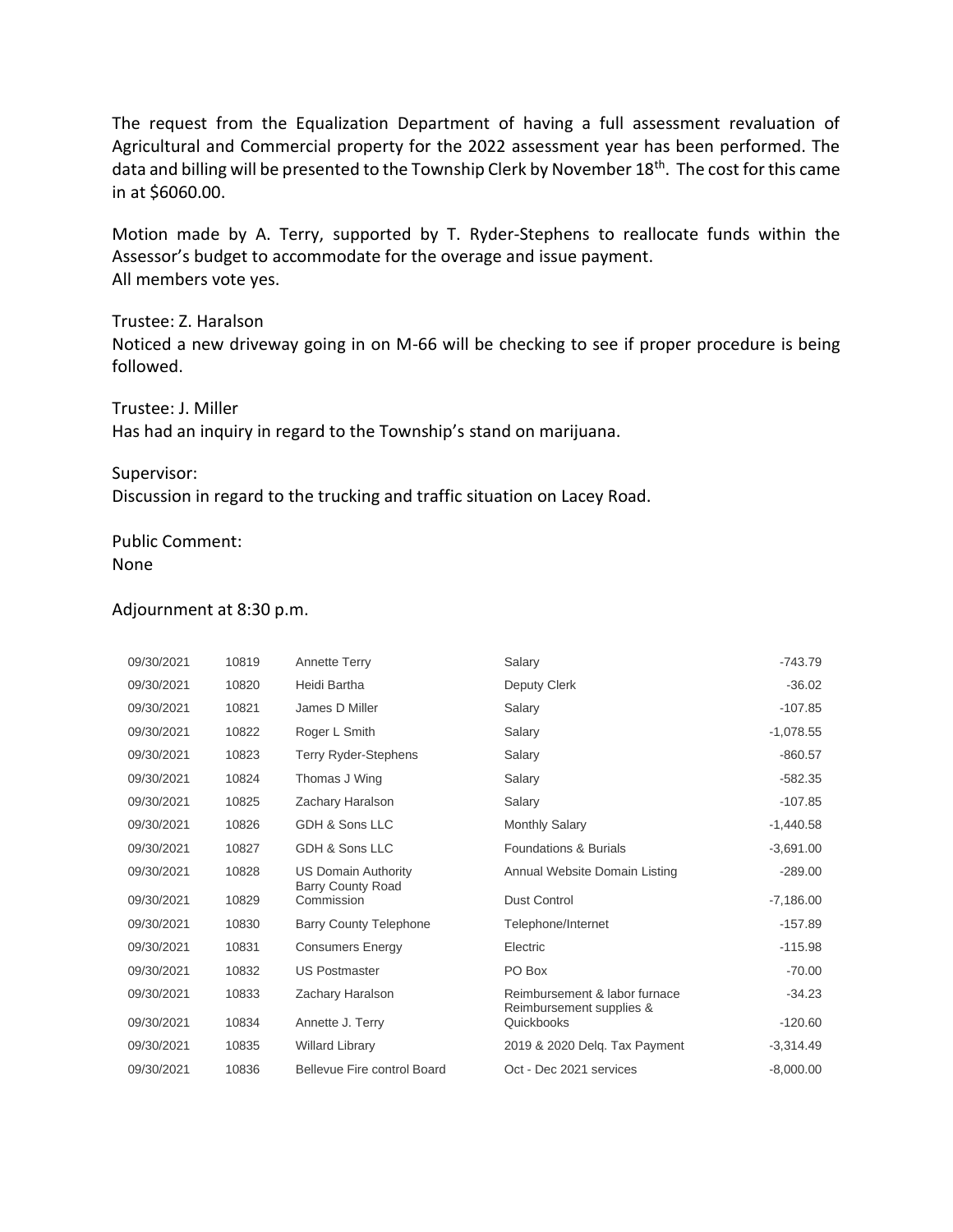The request from the Equalization Department of having a full assessment revaluation of Agricultural and Commercial property for the 2022 assessment year has been performed. The data and billing will be presented to the Township Clerk by November 18th. The cost for this came in at $6060.00.

Motion made by A. Terry, supported by T. Ryder-Stephens to reallocate funds within the Assessor's budget to accommodate for the overage and issue payment.
All members vote yes.

Trustee: Z. Haralson
Noticed a new driveway going in on M-66 will be checking to see if proper procedure is being followed.

Trustee: J. Miller
Has had an inquiry in regard to the Township's stand on marijuana.

Supervisor:
Discussion in regard to the trucking and traffic situation on Lacey Road.

Public Comment:
None

Adjournment at 8:30 p.m.

| | | | | |
|---|---|---|---|---|
| 09/30/2021 | 10819 | Annette Terry | Salary | -743.79 |
| 09/30/2021 | 10820 | Heidi Bartha | Deputy Clerk | -36.02 |
| 09/30/2021 | 10821 | James D Miller | Salary | -107.85 |
| 09/30/2021 | 10822 | Roger L Smith | Salary | -1,078.55 |
| 09/30/2021 | 10823 | Terry Ryder-Stephens | Salary | -860.57 |
| 09/30/2021 | 10824 | Thomas J Wing | Salary | -582.35 |
| 09/30/2021 | 10825 | Zachary Haralson | Salary | -107.85 |
| 09/30/2021 | 10826 | GDH & Sons LLC | Monthly Salary | -1,440.58 |
| 09/30/2021 | 10827 | GDH & Sons LLC | Foundations & Burials | -3,691.00 |
| 09/30/2021 | 10828 | US Domain Authority | Annual Website Domain Listing | -289.00 |
| 09/30/2021 | 10829 | Barry County Road Commission | Dust Control | -7,186.00 |
| 09/30/2021 | 10830 | Barry County Telephone | Telephone/Internet | -157.89 |
| 09/30/2021 | 10831 | Consumers Energy | Electric | -115.98 |
| 09/30/2021 | 10832 | US Postmaster | PO Box | -70.00 |
| 09/30/2021 | 10833 | Zachary Haralson | Reimbursement & labor furnace | -34.23 |
| 09/30/2021 | 10834 | Annette J. Terry | Reimbursement supplies & Quickbooks | -120.60 |
| 09/30/2021 | 10835 | Willard Library | 2019 & 2020 Delq. Tax Payment | -3,314.49 |
| 09/30/2021 | 10836 | Bellevue Fire control Board | Oct - Dec 2021 services | -8,000.00 |